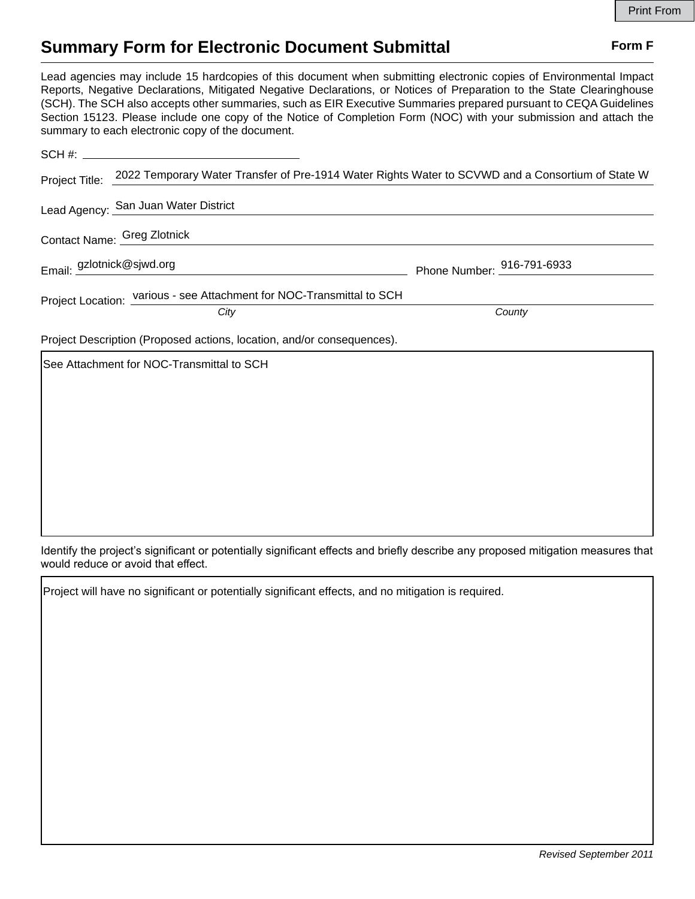Print From

# Summary Form for Electronic Document Submittal

**Form F**

Lead agencies may include 15 hardcopies of this document when submitting electronic copies of Environmental Impact Reports, Negative Declarations, Mitigated Negative Declarations, or Notices of Preparation to the State Clearinghouse (SCH). The SCH also accepts other summaries, such as EIR Executive Summaries prepared pursuant to CEQA Guidelines Section 15123. Please include one copy of the Notice of Completion Form (NOC) with your submission and attach the summary to each electronic copy of the document.

SCH #: 

Project Title: 2022 Temporary Water Transfer of Pre-1914 Water Rights Water to SCVWD and a Consortium of State W

Lead Agency: San Juan Water District

Contact Name: Greg Zlotnick

Email: gzlotnick@sjwd.org    Phone Number: 916-791-6933

Project Location: various - see Attachment for NOC-Transmittal to SCH

*City*    *County*

Project Description (Proposed actions, location, and/or consequences).

See Attachment for NOC-Transmittal to SCH

Identify the project's significant or potentially significant effects and briefly describe any proposed mitigation measures that would reduce or avoid that effect.

Project will have no significant or potentially significant effects, and no mitigation is required.

*Revised September 2011*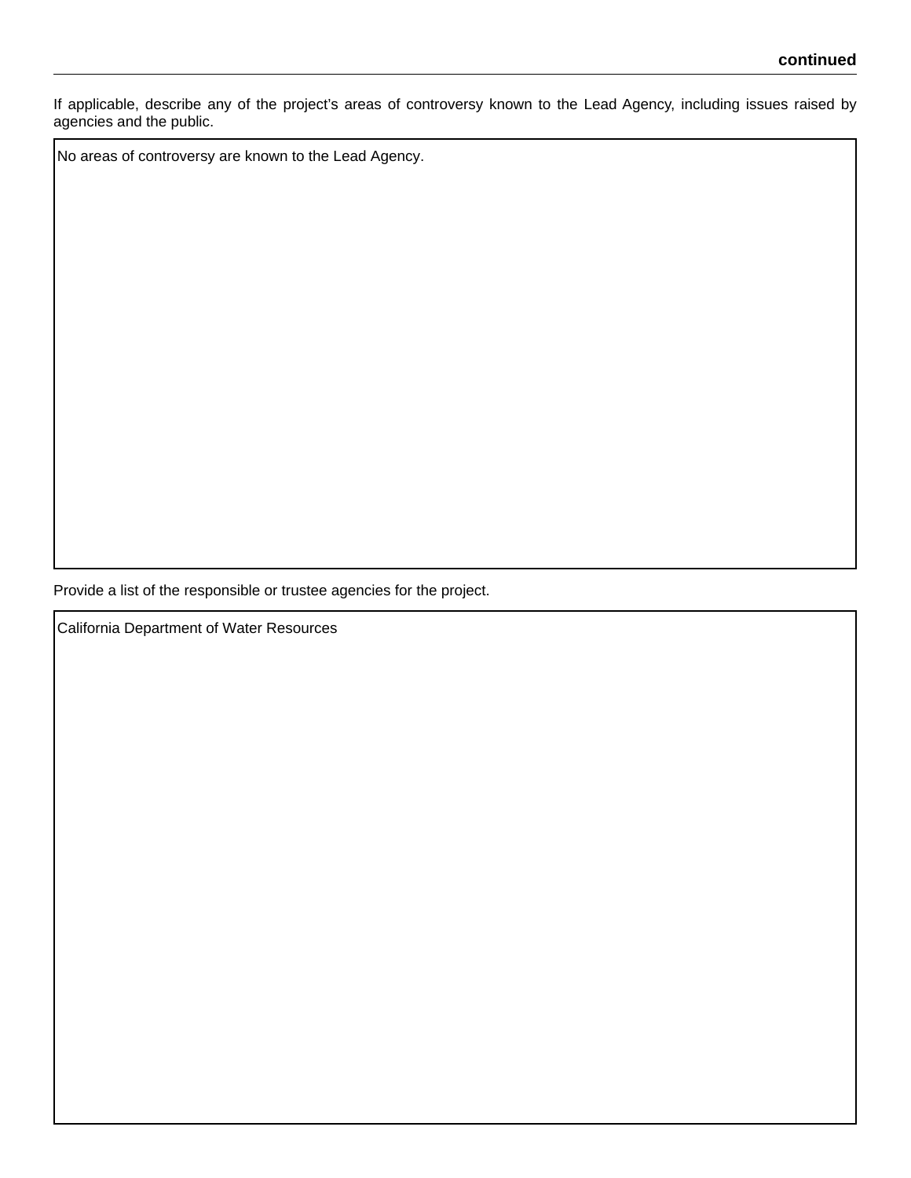**continued**

If applicable, describe any of the project's areas of controversy known to the Lead Agency, including issues raised by agencies and the public.

No areas of controversy are known to the Lead Agency.

Provide a list of the responsible or trustee agencies for the project.

California Department of Water Resources